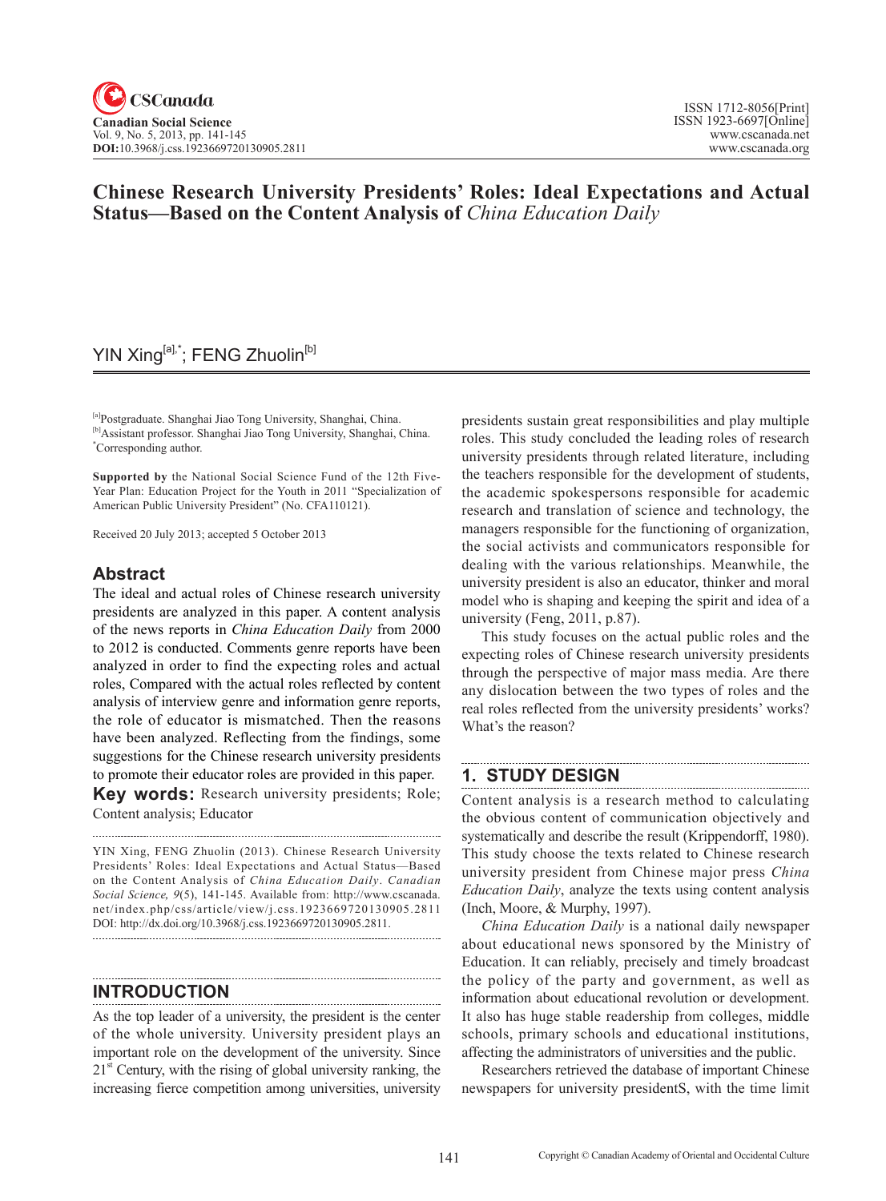# Chinese Research University Presidents' Roles: Ideal Expectations and Actual Status—Based on the Content Analysis of *China Education Daily*

YIN Xing[a],*; FENG Zhuolin[b]

[a]Postgraduate. Shanghai Jiao Tong University, Shanghai, China.
[b]Assistant professor. Shanghai Jiao Tong University, Shanghai, China.
*Corresponding author.

**Supported by** the National Social Science Fund of the 12th Five-Year Plan: Education Project for the Youth in 2011 "Specialization of American Public University President" (No. CFA110121).

Received 20 July 2013; accepted 5 October 2013

## Abstract

The ideal and actual roles of Chinese research university presidents are analyzed in this paper. A content analysis of the news reports in *China Education Daily* from 2000 to 2012 is conducted. Comments genre reports have been analyzed in order to find the expecting roles and actual roles, Compared with the actual roles reflected by content analysis of interview genre and information genre reports, the role of educator is mismatched. Then the reasons have been analyzed. Reflecting from the findings, some suggestions for the Chinese research university presidents to promote their educator roles are provided in this paper.

**Key words:** Research university presidents; Role; Content analysis; Educator

YIN Xing, FENG Zhuolin (2013). Chinese Research University Presidents' Roles: Ideal Expectations and Actual Status—Based on the Content Analysis of *China Education Daily*. *Canadian Social Science*, *9*(5), 141-145. Available from: http://www.cscanada.net/index.php/css/article/view/j.css.1923669720130905.2811 DOI: http://dx.doi.org/10.3968/j.css.1923669720130905.2811.

## INTRODUCTION

As the top leader of a university, the president is the center of the whole university. University president plays an important role on the development of the university. Since 21st Century, with the rising of global university ranking, the increasing fierce competition among universities, university presidents sustain great responsibilities and play multiple roles. This study concluded the leading roles of research university presidents through related literature, including the teachers responsible for the development of students, the academic spokespersons responsible for academic research and translation of science and technology, the managers responsible for the functioning of organization, the social activists and communicators responsible for dealing with the various relationships. Meanwhile, the university president is also an educator, thinker and moral model who is shaping and keeping the spirit and idea of a university (Feng, 2011, p.87).

This study focuses on the actual public roles and the expecting roles of Chinese research university presidents through the perspective of major mass media. Are there any dislocation between the two types of roles and the real roles reflected from the university presidents' works? What's the reason?

## 1. STUDY DESIGN

Content analysis is a research method to calculating the obvious content of communication objectively and systematically and describe the result (Krippendorff, 1980). This study choose the texts related to Chinese research university president from Chinese major press *China Education Daily*, analyze the texts using content analysis (Inch, Moore, & Murphy, 1997).

*China Education Daily* is a national daily newspaper about educational news sponsored by the Ministry of Education. It can reliably, precisely and timely broadcast the policy of the party and government, as well as information about educational revolution or development. It also has huge stable readership from colleges, middle schools, primary schools and educational institutions, affecting the administrators of universities and the public.

Researchers retrieved the database of important Chinese newspapers for university presidentS, with the time limit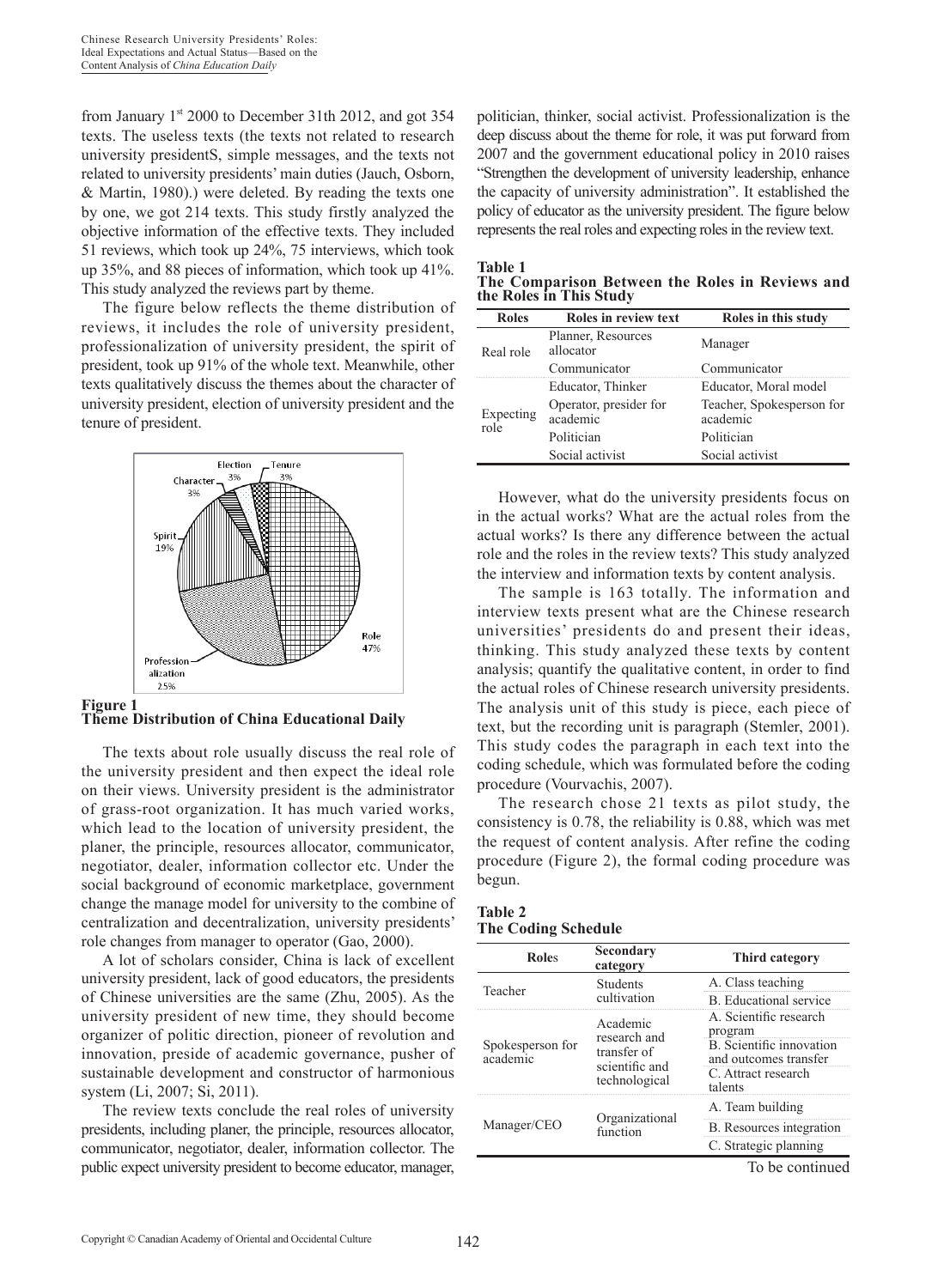from January 1st 2000 to December 31th 2012, and got 354 texts. The useless texts (the texts not related to research university presidentS, simple messages, and the texts not related to university presidents' main duties (Jauch, Osborn, & Martin, 1980).) were deleted. By reading the texts one by one, we got 214 texts. This study firstly analyzed the objective information of the effective texts. They included 51 reviews, which took up 24%, 75 interviews, which took up 35%, and 88 pieces of information, which took up 41%. This study analyzed the reviews part by theme.

The figure below reflects the theme distribution of reviews, it includes the role of university president, professionalization of university president, the spirit of president, took up 91% of the whole text. Meanwhile, other texts qualitatively discuss the themes about the character of university president, election of university president and the tenure of president.

**Figure 1**
**Theme Distribution of China Educational Daily**

The texts about role usually discuss the real role of the university president and then expect the ideal role on their views. University president is the administrator of grass-root organization. It has much varied works, which lead to the location of university president, the planer, the principle, resources allocator, communicator, negotiator, dealer, information collector etc. Under the social background of economic marketplace, government change the manage model for university to the combine of centralization and decentralization, university presidents' role changes from manager to operator (Gao, 2000).

A lot of scholars consider, China is lack of excellent university president, lack of good educators, the presidents of Chinese universities are the same (Zhu, 2005). As the university president of new time, they should become organizer of politic direction, pioneer of revolution and innovation, preside of academic governance, pusher of sustainable development and constructor of harmonious system (Li, 2007; Si, 2011).

The review texts conclude the real roles of university presidents, including planer, the principle, resources allocator, communicator, negotiator, dealer, information collector. The public expect university president to become educator, manager, politician, thinker, social activist. Professionalization is the deep discuss about the theme for role, it was put forward from 2007 and the government educational policy in 2010 raises "Strengthen the development of university leadership, enhance the capacity of university administration". It established the policy of educator as the university president. The figure below represents the real roles and expecting roles in the review text.

**Table 1**
**The Comparison Between the Roles in Reviews and the Roles in This Study**

| Roles | Roles in review text | Roles in this study |
|---|---|---|
| Real role | Planner, Resources allocator | Manager |
| | Communicator | Communicator |
| Expecting role | Educator, Thinker | Educator, Moral model |
| | Operator, presider for academic | Teacher, Spokesperson for academic |
| | Politician | Politician |
| | Social activist | Social activist |

However, what do the university presidents focus on in the actual works? What are the actual roles from the actual works? Is there any difference between the actual role and the roles in the review texts? This study analyzed the interview and information texts by content analysis.

The sample is 163 totally. The information and interview texts present what are the Chinese research universities' presidents do and present their ideas, thinking. This study analyzed these texts by content analysis; quantify the qualitative content, in order to find the actual roles of Chinese research university presidents. The analysis unit of this study is piece, each piece of text, but the recording unit is paragraph (Stemler, 2001). This study codes the paragraph in each text into the coding schedule, which was formulated before the coding procedure (Vourvachis, 2007).

The research chose 21 texts as pilot study, the consistency is 0.78, the reliability is 0.88, which was met the request of content analysis. After refine the coding procedure (Figure 2), the formal coding procedure was begun.

**Table 2**
**The Coding Schedule**

| Roles | Secondary category | Third category |
|---|---|---|
| Teacher | Students cultivation | A. Class teaching |
| | | B. Educational service |
| Spokesperson for academic | Academic research and transfer of scientific and technological | A. Scientific research program |
| | | B. Scientific innovation and outcomes transfer |
| | | C. Attract research talents |
| Manager/CEO | Organizational function | A. Team building |
| | | B. Resources integration |
| | | C. Strategic planning |

To be continued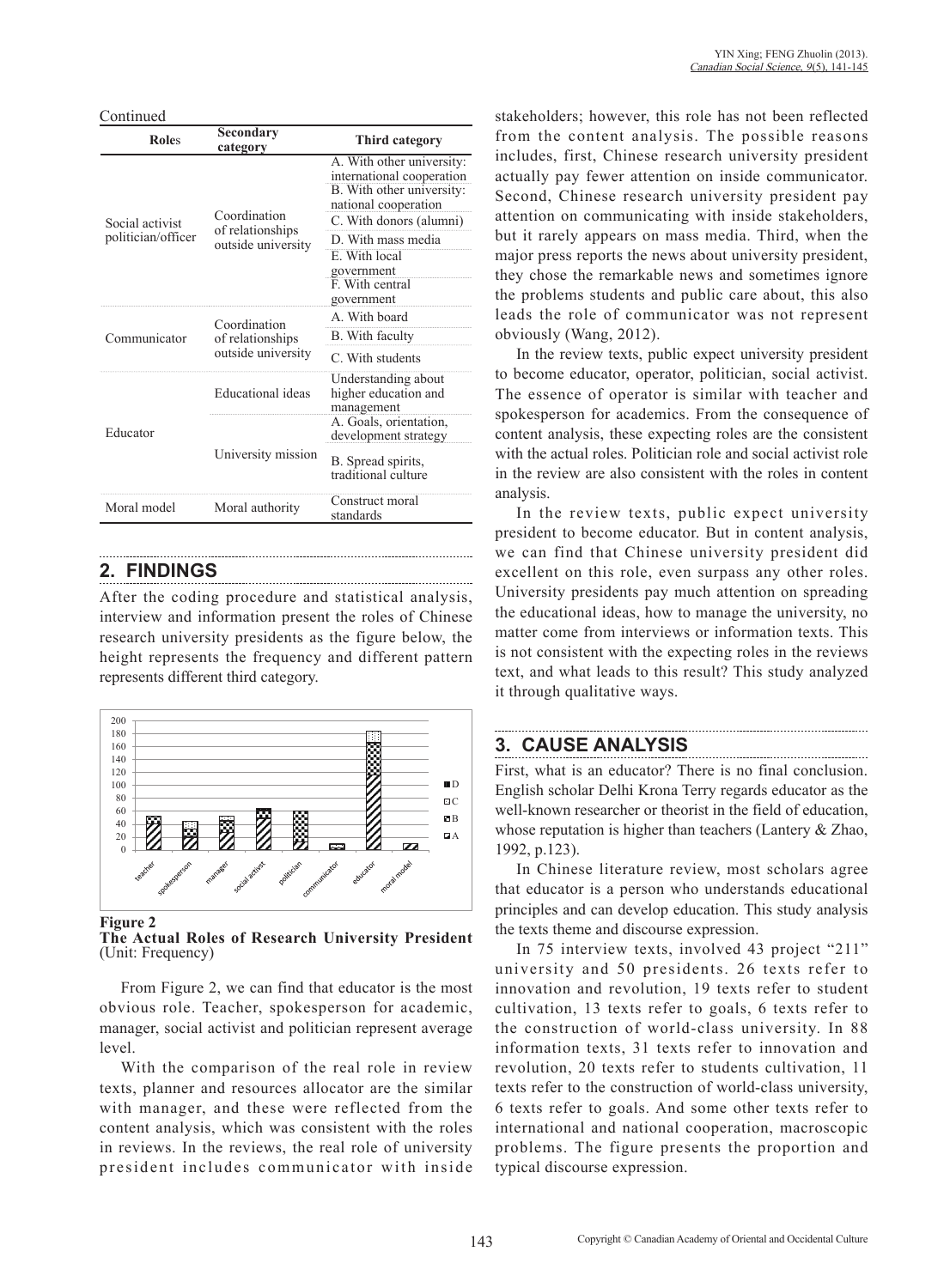Continued

| Roles | Secondary category | Third category |
|---|---|---|
| Social activist politician/officer | Coordination of relationships outside university | A. With other university: international cooperation |
| | | B. With other university: national cooperation |
| | | C. With donors (alumni) |
| | | D. With mass media |
| | | E. With local government |
| | | F. With central government |
| Communicator | Coordination of relationships outside university | A. With board |
| | | B. With faculty |
| | | C. With students |
| Educator | Educational ideas | Understanding about higher education and management |
| | University mission | A. Goals, orientation, development strategy |
| | | B. Spread spirits, traditional culture |
| Moral model | Moral authority | Construct moral standards |

## 2. FINDINGS

After the coding procedure and statistical analysis, interview and information present the roles of Chinese research university presidents as the figure below, the height represents the frequency and different pattern represents different third category.

**Figure 2**
**The Actual Roles of Research University President** (Unit: Frequency)

From Figure 2, we can find that educator is the most obvious role. Teacher, spokesperson for academic, manager, social activist and politician represent average level.

With the comparison of the real role in review texts, planner and resources allocator are the similar with manager, and these were reflected from the content analysis, which was consistent with the roles in reviews. In the reviews, the real role of university president includes communicator with inside stakeholders; however, this role has not been reflected from the content analysis. The possible reasons includes, first, Chinese research university president actually pay fewer attention on inside communicator. Second, Chinese research university president pay attention on communicating with inside stakeholders, but it rarely appears on mass media. Third, when the major press reports the news about university president, they chose the remarkable news and sometimes ignore the problems students and public care about, this also leads the role of communicator was not represent obviously (Wang, 2012).

In the review texts, public expect university president to become educator, operator, politician, social activist. The essence of operator is similar with teacher and spokesperson for academics. From the consequence of content analysis, these expecting roles are the consistent with the actual roles. Politician role and social activist role in the review are also consistent with the roles in content analysis.

In the review texts, public expect university president to become educator. But in content analysis, we can find that Chinese university president did excellent on this role, even surpass any other roles. University presidents pay much attention on spreading the educational ideas, how to manage the university, no matter come from interviews or information texts. This is not consistent with the expecting roles in the reviews text, and what leads to this result? This study analyzed it through qualitative ways.

## 3. CAUSE ANALYSIS

First, what is an educator? There is no final conclusion. English scholar Delhi Krona Terry regards educator as the well-known researcher or theorist in the field of education, whose reputation is higher than teachers (Lantery & Zhao, 1992, p.123).

In Chinese literature review, most scholars agree that educator is a person who understands educational principles and can develop education. This study analysis the texts theme and discourse expression.

In 75 interview texts, involved 43 project "211" university and 50 presidents. 26 texts refer to innovation and revolution, 19 texts refer to student cultivation, 13 texts refer to goals, 6 texts refer to the construction of world-class university. In 88 information texts, 31 texts refer to innovation and revolution, 20 texts refer to students cultivation, 11 texts refer to the construction of world-class university, 6 texts refer to goals. And some other texts refer to international and national cooperation, macroscopic problems. The figure presents the proportion and typical discourse expression.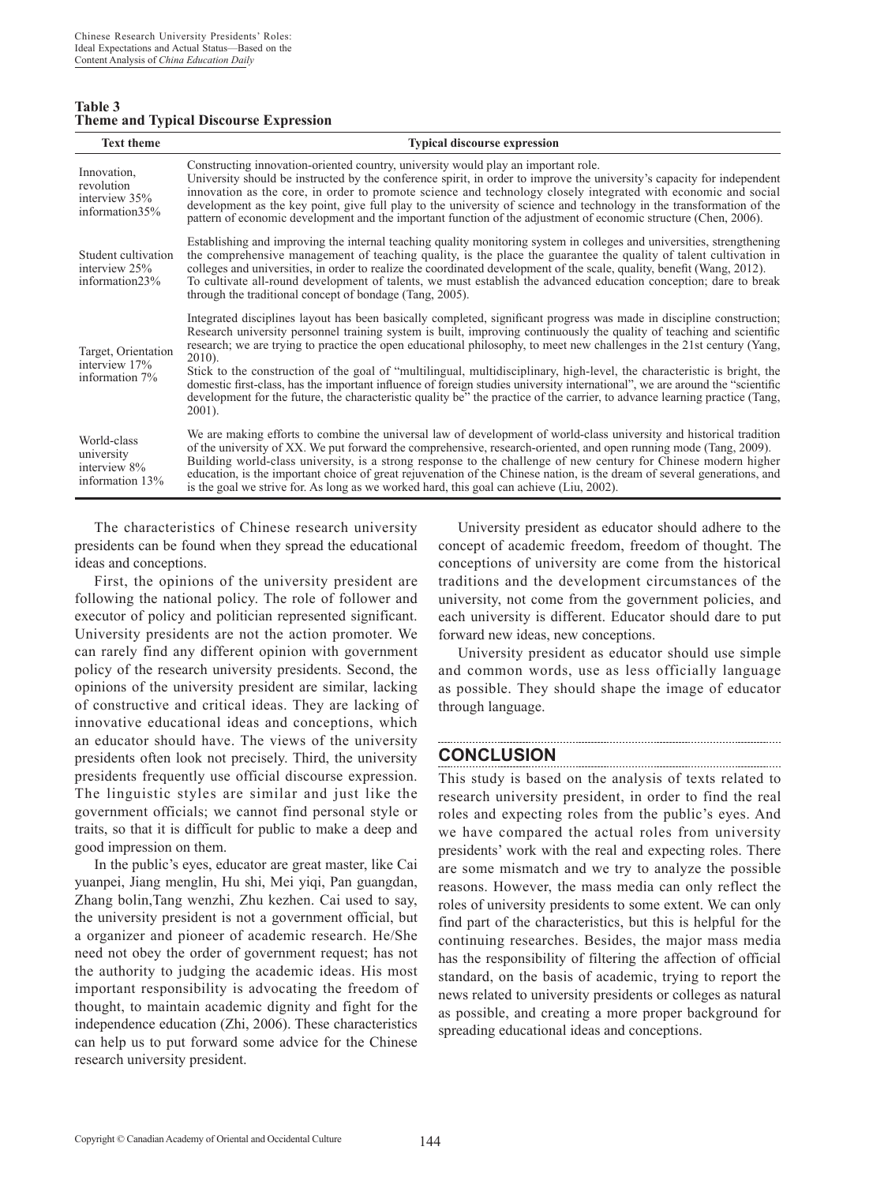**Table 3**
**Theme and Typical Discourse Expression**

| Text theme | Typical discourse expression |
|---|---|
| Innovation, revolution interview 35% information35% | Constructing innovation-oriented country, university would play an important role. University should be instructed by the conference spirit, in order to improve the university's capacity for independent innovation as the core, in order to promote science and technology closely integrated with economic and social development as the key point, give full play to the university of science and technology in the transformation of the pattern of economic development and the important function of the adjustment of economic structure (Chen, 2006). |
| Student cultivation interview 25% information23% | Establishing and improving the internal teaching quality monitoring system in colleges and universities, strengthening the comprehensive management of teaching quality, is the place the guarantee the quality of talent cultivation in colleges and universities, in order to realize the coordinated development of the scale, quality, benefit (Wang, 2012). To cultivate all-round development of talents, we must establish the advanced education conception; dare to break through the traditional concept of bondage (Tang, 2005). |
| Target, Orientation interview 17% information 7% | Integrated disciplines layout has been basically completed, significant progress was made in discipline construction; Research university personnel training system is built, improving continuously the quality of teaching and scientific research; we are trying to practice the open educational philosophy, to meet new challenges in the 21st century (Yang, 2010). Stick to the construction of the goal of "multilingual, multidisciplinary, high-level, the characteristic is bright, the domestic first-class, has the important influence of foreign studies university international", we are around the "scientific development for the future, the characteristic quality be" the practice of the carrier, to advance learning practice (Tang, 2001). |
| World-class university interview 8% information 13% | We are making efforts to combine the universal law of development of world-class university and historical tradition of the university of XX. We put forward the comprehensive, research-oriented, and open running mode (Tang, 2009). Building world-class university, is a strong response to the challenge of new century for Chinese modern higher education, is the important choice of great rejuvenation of the Chinese nation, is the dream of several generations, and is the goal we strive for. As long as we worked hard, this goal can achieve (Liu, 2002). |

The characteristics of Chinese research university presidents can be found when they spread the educational ideas and conceptions.

First, the opinions of the university president are following the national policy. The role of follower and executor of policy and politician represented significant. University presidents are not the action promoter. We can rarely find any different opinion with government policy of the research university presidents. Second, the opinions of the university president are similar, lacking of constructive and critical ideas. They are lacking of innovative educational ideas and conceptions, which an educator should have. The views of the university presidents often look not precisely. Third, the university presidents frequently use official discourse expression. The linguistic styles are similar and just like the government officials; we cannot find personal style or traits, so that it is difficult for public to make a deep and good impression on them.

In the public's eyes, educator are great master, like Cai yuanpei, Jiang menglin, Hu shi, Mei yiqi, Pan guangdan, Zhang bolin,Tang wenzhi, Zhu kezhen. Cai used to say, the university president is not a government official, but a organizer and pioneer of academic research. He/She need not obey the order of government request; has not the authority to judging the academic ideas. His most important responsibility is advocating the freedom of thought, to maintain academic dignity and fight for the independence education (Zhi, 2006). These characteristics can help us to put forward some advice for the Chinese research university president.

University president as educator should adhere to the concept of academic freedom, freedom of thought. The conceptions of university are come from the historical traditions and the development circumstances of the university, not come from the government policies, and each university is different. Educator should dare to put forward new ideas, new conceptions.

University president as educator should use simple and common words, use as less officially language as possible. They should shape the image of educator through language.

## CONCLUSION

This study is based on the analysis of texts related to research university president, in order to find the real roles and expecting roles from the public's eyes. And we have compared the actual roles from university presidents' work with the real and expecting roles. There are some mismatch and we try to analyze the possible reasons. However, the mass media can only reflect the roles of university presidents to some extent. We can only find part of the characteristics, but this is helpful for the continuing researches. Besides, the major mass media has the responsibility of filtering the affection of official standard, on the basis of academic, trying to report the news related to university presidents or colleges as natural as possible, and creating a more proper background for spreading educational ideas and conceptions.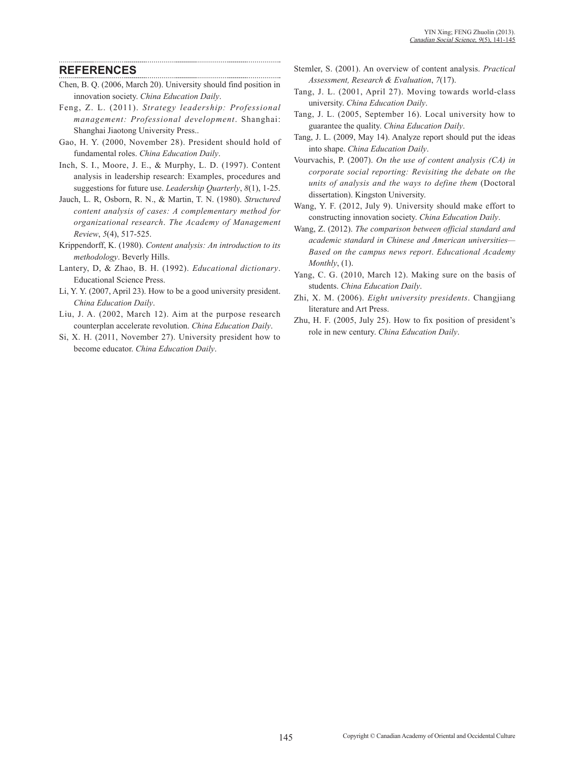## REFERENCES

Chen, B. Q. (2006, March 20). University should find position in innovation society. *China Education Daily*.

Feng, Z. L. (2011). *Strategy leadership: Professional management: Professional development*. Shanghai: Shanghai Jiaotong University Press..

Gao, H. Y. (2000, November 28). President should hold of fundamental roles. *China Education Daily*.

Inch, S. I., Moore, J. E., & Murphy, L. D. (1997). Content analysis in leadership research: Examples, procedures and suggestions for future use. *Leadership Quarterly*, *8*(1), 1-25.

Jauch, L. R, Osborn, R. N., & Martin, T. N. (1980). *Structured content analysis of cases: A complementary method for organizational research*. *The Academy of Management Review*, *5*(4), 517-525.

Krippendorff, K. (1980). *Content analysis: An introduction to its methodology*. Beverly Hills.

Lantery, D, & Zhao, B. H. (1992). *Educational dictionary*. Educational Science Press.

Li, Y. Y. (2007, April 23). How to be a good university president. *China Education Daily*.

Liu, J. A. (2002, March 12). Aim at the purpose research counterplan accelerate revolution. *China Education Daily*.

Si, X. H. (2011, November 27). University president how to become educator. *China Education Daily*.

Stemler, S. (2001). An overview of content analysis. *Practical Assessment, Research & Evaluation*, *7*(17).

Tang, J. L. (2001, April 27). Moving towards world-class university. *China Education Daily*.

Tang, J. L. (2005, September 16). Local university how to guarantee the quality. *China Education Daily*.

Tang, J. L. (2009, May 14). Analyze report should put the ideas into shape. *China Education Daily*.

Vourvachis, P. (2007). *On the use of content analysis (CA) in corporate social reporting: Revisiting the debate on the units of analysis and the ways to define them* (Doctoral dissertation). Kingston University.

Wang, Y. F. (2012, July 9). University should make effort to constructing innovation society. *China Education Daily*.

Wang, Z. (2012). *The comparison between official standard and academic standard in Chinese and American universities—Based on the campus news report*. *Educational Academy Monthly*, (1).

Yang, C. G. (2010, March 12). Making sure on the basis of students. *China Education Daily*.

Zhi, X. M. (2006). *Eight university presidents*. Changjiang literature and Art Press.

Zhu, H. F. (2005, July 25). How to fix position of president's role in new century. *China Education Daily*.